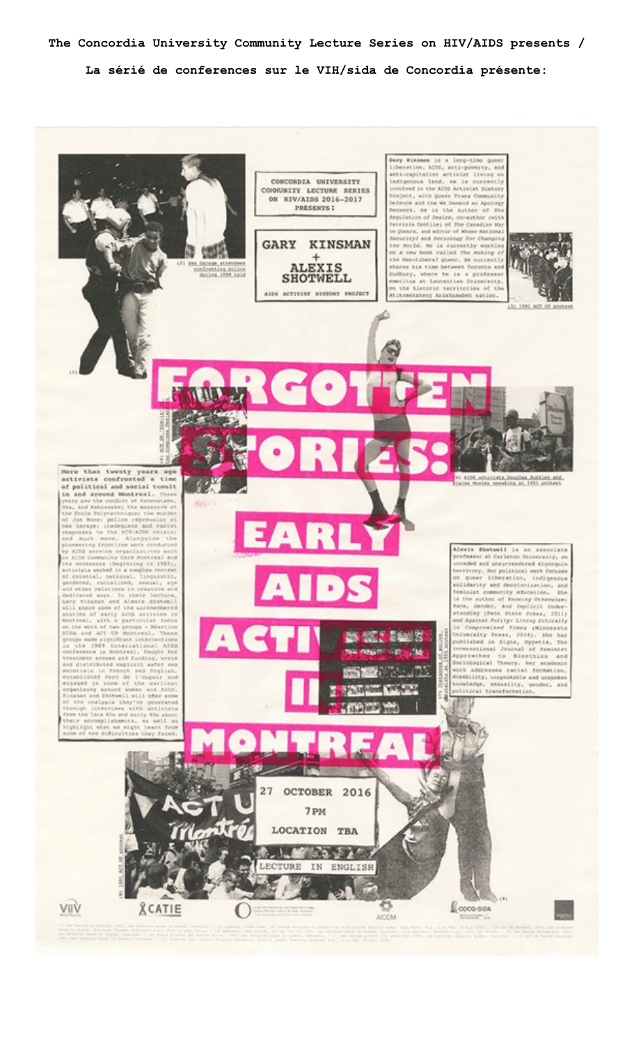**The Concordia University Community Lecture Series on HIV/AIDS presents /**

**La sérié de conferences sur le VIH/sida de Concordia présente:**

CONCORDIA UNIVERSITY COMMUNITY LECTURE SERIES ON HIV/AIDS 2016-2017 PRESENTS:

# GARY KINSMAN + ALEXIS SHOTWELL

AIDS ACTIVIST HISTORY PROJECT

# FORGOTTEN STORIES: EARLY AIDS ACTIVISM IN MONTREAL

Gary Kinsman is a long-time queer liberation, AIDS, anti-poverty, and anti-capitalist activist living on Indigenous land. He is currently involved in the AIDS Activist History Project, with Queer Trans Community Defence and the We Demand an Apology Network. He is the author of *The Regulation of Desire*, co-author (with Patrizia Gentile) of *The Canadian War on Queers*, and editor of *Whose National Security?* and *Sociology for Changing the World*. He is currently working on a new book called *The Making of the Neo-Liberal Queer*. He currently shares his time between Toronto and Sudbury, where he is a professor emeritus at Laurentian University, on the historic territories of the Atikameksheng Anishnawbek nation.

More than twenty years ago activists confronted a time of political and social tumult in and around Montreal. These years saw the conflict at Kanesatake, Oka, and Kahnawake; the massacre at the École Polytechnique; the murder of Joe Rose; police repression at Sex Garage; inadequate and racist responses to the HIV/AIDS crisis; and much more. Alongside the pioneering frontline work conducted by AIDS service organizations such as AIDS Community Care Montreal and its ancestors (beginning in 1983), activists worked in a complex context of colonial, national, linguistic, gendered, racialized, sexual, age and other relations in creative and dedicated ways. In their lecture, Gary Kinsman and Alexis Shotwell will share some of the unremembered stories of early AIDS activism in Montreal, with a particular focus on the work of two groups – Réaction SIDA and ACT UP Montreal. These groups made significant interventions in the 1989 International AIDS conference in Montreal, fought for treatment access and funding, wrote and distributed explicit safer sex materials in French and English, established Parc de l'Espoir and engaged in some of the earliest organizing around women and AIDS. Kinsman and Shotwell will offer some of the analysis they've generated through interviews with activists from the late 80s and early 90s about their accomplishments, as well as highlight what we might learn from some of the difficulties they faced.

Alexis Shotwell is an associate professor at Carleton University, on unceded and unsurrendered Algonquin territory. Her political work focuses on queer liberation, Indigenous solidarity and decolonization, and feminist community education. She is the author of *Knowing Otherwise: Race, Gender, and Implicit Understanding* (Penn State Press, 2011) and *Against Purity: Living Ethically in Compromised Times* (Minnesota University Press, 2016). She has published in Signs, Hypatia, The International Journal of Feminist Approaches to Bioethics and Sociological Theory. Her academic work addresses racial formation, disability, unspeakable and unspoken knowledges, sexuality, gender, and political transformation.

(2) Sex Garage attendees confronting police during 1990 raid

(3) 1991 ACT UP protest

(4) AIDS activists Douglas Buckley and Elaine Mosley speaking at 1991 protest

(8) 1991 ACT UP protest

27 OCTOBER 2016
7PM
LOCATION TBA

LECTURE IN ENGLISH

ViiV · CATIE · ACCM · COCQ-SIDA · PORTAL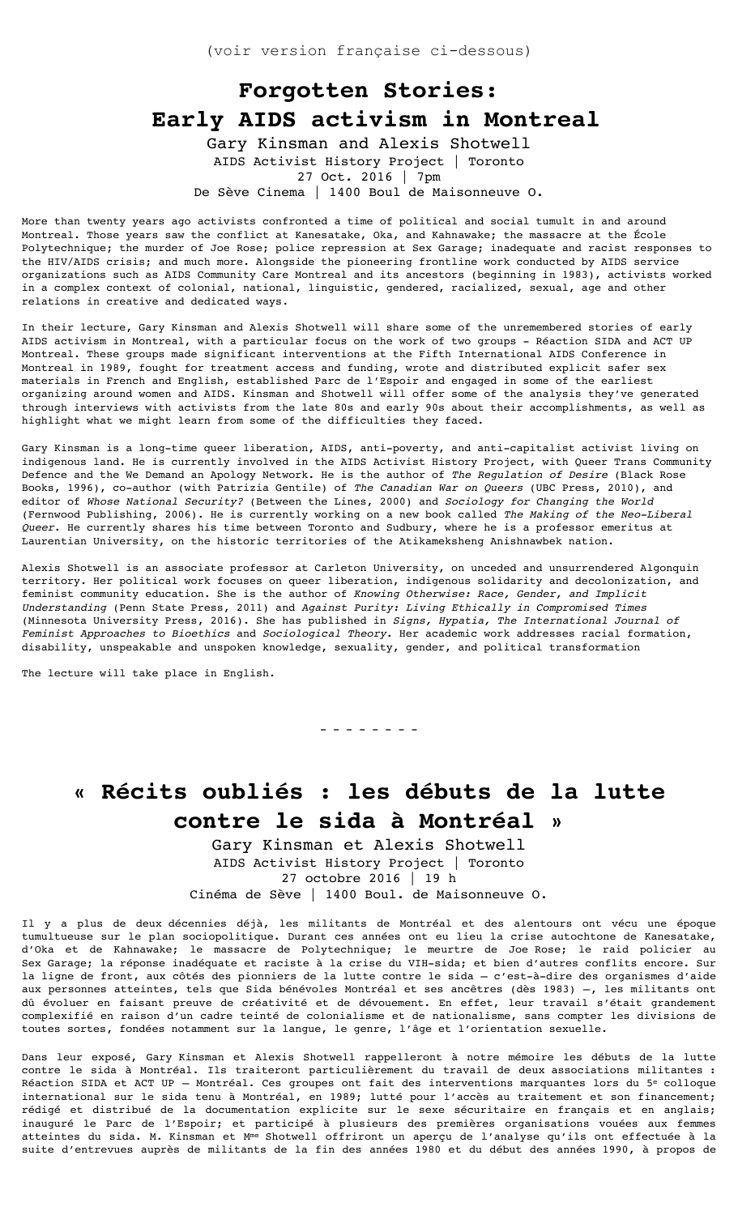(voir version française ci-dessous)

# Forgotten Stories: Early AIDS activism in Montreal

Gary Kinsman and Alexis Shotwell
AIDS Activist History Project | Toronto
27 Oct. 2016 | 7pm
De Sève Cinema | 1400 Boul de Maisonneuve O.

More than twenty years ago activists confronted a time of political and social tumult in and around Montreal. Those years saw the conflict at Kanesatake, Oka, and Kahnawake; the massacre at the École Polytechnique; the murder of Joe Rose; police repression at Sex Garage; inadequate and racist responses to the HIV/AIDS crisis; and much more. Alongside the pioneering frontline work conducted by AIDS service organizations such as AIDS Community Care Montreal and its ancestors (beginning in 1983), activists worked in a complex context of colonial, national, linguistic, gendered, racialized, sexual, age and other relations in creative and dedicated ways.

In their lecture, Gary Kinsman and Alexis Shotwell will share some of the unremembered stories of early AIDS activism in Montreal, with a particular focus on the work of two groups - Réaction SIDA and ACT UP Montreal. These groups made significant interventions at the Fifth International AIDS Conference in Montreal in 1989, fought for treatment access and funding, wrote and distributed explicit safer sex materials in French and English, established Parc de l'Espoir and engaged in some of the earliest organizing around women and AIDS. Kinsman and Shotwell will offer some of the analysis they've generated through interviews with activists from the late 80s and early 90s about their accomplishments, as well as highlight what we might learn from some of the difficulties they faced.

Gary Kinsman is a long-time queer liberation, AIDS, anti-poverty, and anti-capitalist activist living on indigenous land. He is currently involved in the AIDS Activist History Project, with Queer Trans Community Defence and the We Demand an Apology Network. He is the author of *The Regulation of Desire* (Black Rose Books, 1996), co-author (with Patrizia Gentile) of *The Canadian War on Queers* (UBC Press, 2010), and editor of *Whose National Security?* (Between the Lines, 2000) and *Sociology for Changing the World* (Fernwood Publishing, 2006). He is currently working on a new book called *The Making of the Neo-Liberal Queer*. He currently shares his time between Toronto and Sudbury, where he is a professor emeritus at Laurentian University, on the historic territories of the Atikameksheng Anishnawbek nation.

Alexis Shotwell is an associate professor at Carleton University, on unceded and unsurrendered Algonquin territory. Her political work focuses on queer liberation, indigenous solidarity and decolonization, and feminist community education. She is the author of *Knowing Otherwise: Race, Gender, and Implicit Understanding* (Penn State Press, 2011) and *Against Purity: Living Ethically in Compromised Times* (Minnesota University Press, 2016). She has published in *Signs, Hypatia, The International Journal of Feminist Approaches to Bioethics* and *Sociological Theory*. Her academic work addresses racial formation, disability, unspeakable and unspoken knowledge, sexuality, gender, and political transformation

The lecture will take place in English.

- - - - - - - -

# « Récits oubliés : les débuts de la lutte contre le sida à Montréal »

Gary Kinsman et Alexis Shotwell
AIDS Activist History Project | Toronto
27 octobre 2016 | 19 h
Cinéma de Sève | 1400 Boul. de Maisonneuve O.

Il y a plus de deux décennies déjà, les militants de Montréal et des alentours ont vécu une époque tumultueuse sur le plan sociopolitique. Durant ces années ont eu lieu la crise autochtone de Kanesatake, d'Oka et de Kahnawake; le massacre de Polytechnique; le meurtre de Joe Rose; le raid policier au Sex Garage; la réponse inadéquate et raciste à la crise du VIH-sida; et bien d'autres conflits encore. Sur la ligne de front, aux côtés des pionniers de la lutte contre le sida — c'est-à-dire des organismes d'aide aux personnes atteintes, tels que Sida bénévoles Montréal et ses ancêtres (dès 1983) —, les militants ont dû évoluer en faisant preuve de créativité et de dévouement. En effet, leur travail s'était grandement complexifié en raison d'un cadre teinté de colonialisme et de nationalisme, sans compter les divisions de toutes sortes, fondées notamment sur la langue, le genre, l'âge et l'orientation sexuelle.

Dans leur exposé, Gary Kinsman et Alexis Shotwell rappelleront à notre mémoire les débuts de la lutte contre le sida à Montréal. Ils traiteront particulièrement du travail de deux associations militantes : Réaction SIDA et ACT UP — Montréal. Ces groupes ont fait des interventions marquantes lors du 5e colloque international sur le sida tenu à Montréal, en 1989; lutté pour l'accès au traitement et son financement; rédigé et distribué de la documentation explicite sur le sexe sécuritaire en français et en anglais; inauguré le Parc de l'Espoir; et participé à plusieurs des premières organisations vouées aux femmes atteintes du sida. M. Kinsman et Mme Shotwell offriront un aperçu de l'analyse qu'ils ont effectuée à la suite d'entrevues auprès de militants de la fin des années 1980 et du début des années 1990, à propos de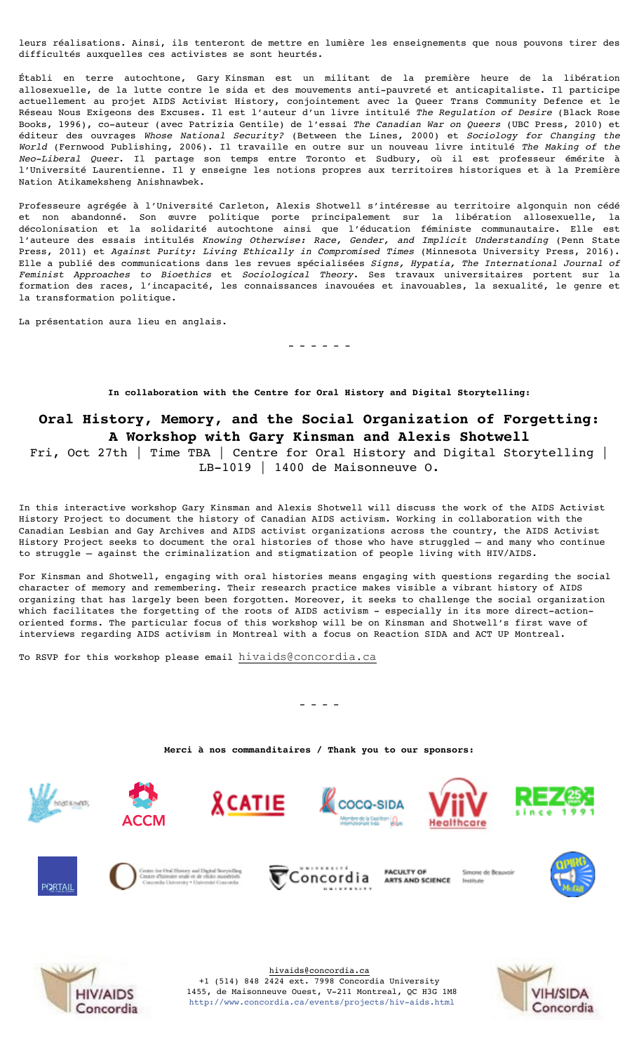leurs réalisations. Ainsi, ils tenteront de mettre en lumière les enseignements que nous pouvons tirer des difficultés auxquelles ces activistes se sont heurtés.

Établi en terre autochtone, Gary Kinsman est un militant de la première heure de la libération allosexuelle, de la lutte contre le sida et des mouvements anti-pauvreté et anticapitaliste. Il participe actuellement au projet AIDS Activist History, conjointement avec la Queer Trans Community Defence et le Réseau Nous Exigeons des Excuses. Il est l'auteur d'un livre intitulé *The Regulation of Desire* (Black Rose Books, 1996), co-auteur (avec Patrizia Gentile) de l'essai *The Canadian War on Queers* (UBC Press, 2010) et éditeur des ouvrages *Whose National Security?* (Between the Lines, 2000) et *Sociology for Changing the World* (Fernwood Publishing, 2006). Il travaille en outre sur un nouveau livre intitulé *The Making of the Neo-Liberal Queer*. Il partage son temps entre Toronto et Sudbury, où il est professeur émérite à l'Université Laurentienne. Il y enseigne les notions propres aux territoires historiques et à la Première Nation Atikameksheng Anishnawbek.

Professeure agrégée à l'Université Carleton, Alexis Shotwell s'intéresse au territoire algonquin non cédé et non abandonné. Son œuvre politique porte principalement sur la libération allosexuelle, la décolonisation et la solidarité autochtone ainsi que l'éducation féministe communautaire. Elle est l'auteure des essais intitulés *Knowing Otherwise: Race, Gender, and Implicit Understanding* (Penn State Press, 2011) et *Against Purity: Living Ethically in Compromised Times* (Minnesota University Press, 2016). Elle a publié des communications dans les revues spécialisées *Signs*, *Hypatia*, *The International Journal of Feminist Approaches to Bioethics* et *Sociological Theory*. Ses travaux universitaires portent sur la formation des races, l'incapacité, les connaissances inavouées et inavouables, la sexualité, le genre et la transformation politique.

La présentation aura lieu en anglais.

- - - - - -

**In collaboration with the Centre for Oral History and Digital Storytelling:**

## Oral History, Memory, and the Social Organization of Forgetting: A Workshop with Gary Kinsman and Alexis Shotwell

Fri, Oct 27th | Time TBA | Centre for Oral History and Digital Storytelling | LB-1019 | 1400 de Maisonneuve O.

In this interactive workshop Gary Kinsman and Alexis Shotwell will discuss the work of the AIDS Activist History Project to document the history of Canadian AIDS activism. Working in collaboration with the Canadian Lesbian and Gay Archives and AIDS activist organizations across the country, the AIDS Activist History Project seeks to document the oral histories of those who have struggled – and many who continue to struggle – against the criminalization and stigmatization of people living with HIV/AIDS.

For Kinsman and Shotwell, engaging with oral histories means engaging with questions regarding the social character of memory and remembering. Their research practice makes visible a vibrant history of AIDS organizing that has largely been been forgotten. Moreover, it seeks to challenge the social organization which facilitates the forgetting of the roots of AIDS activism - especially in its more direct-action-oriented forms. The particular focus of this workshop will be on Kinsman and Shotwell's first wave of interviews regarding AIDS activism in Montreal with a focus on Reaction SIDA and ACT UP Montreal.

To RSVP for this workshop please email hivaids@concordia.ca

- - - -

**Merci à nos commanditaires / Thank you to our sponsors:**

ACCM

CATIE

COCQ-SIDA

ViiV Healthcare

REZO since 1991

PORTAIL

Centre for Oral History and Digital Storytelling / Centre d'histoire orale et de récits numérisés / Concordia University • Université Concordia

Concordia University

Faculty of Arts and Science

Simone de Beauvoir Institute

QPIRG McGill

HIV/AIDS Concordia

hivaids@concordia.ca
+1 (514) 848 2424 ext. 7998 Concordia University
1455, de Maisonneuve Ouest, V-211 Montreal, QC H3G 1M8
http://www.concordia.ca/events/projects/hiv-aids.html

VIH/SIDA Concordia